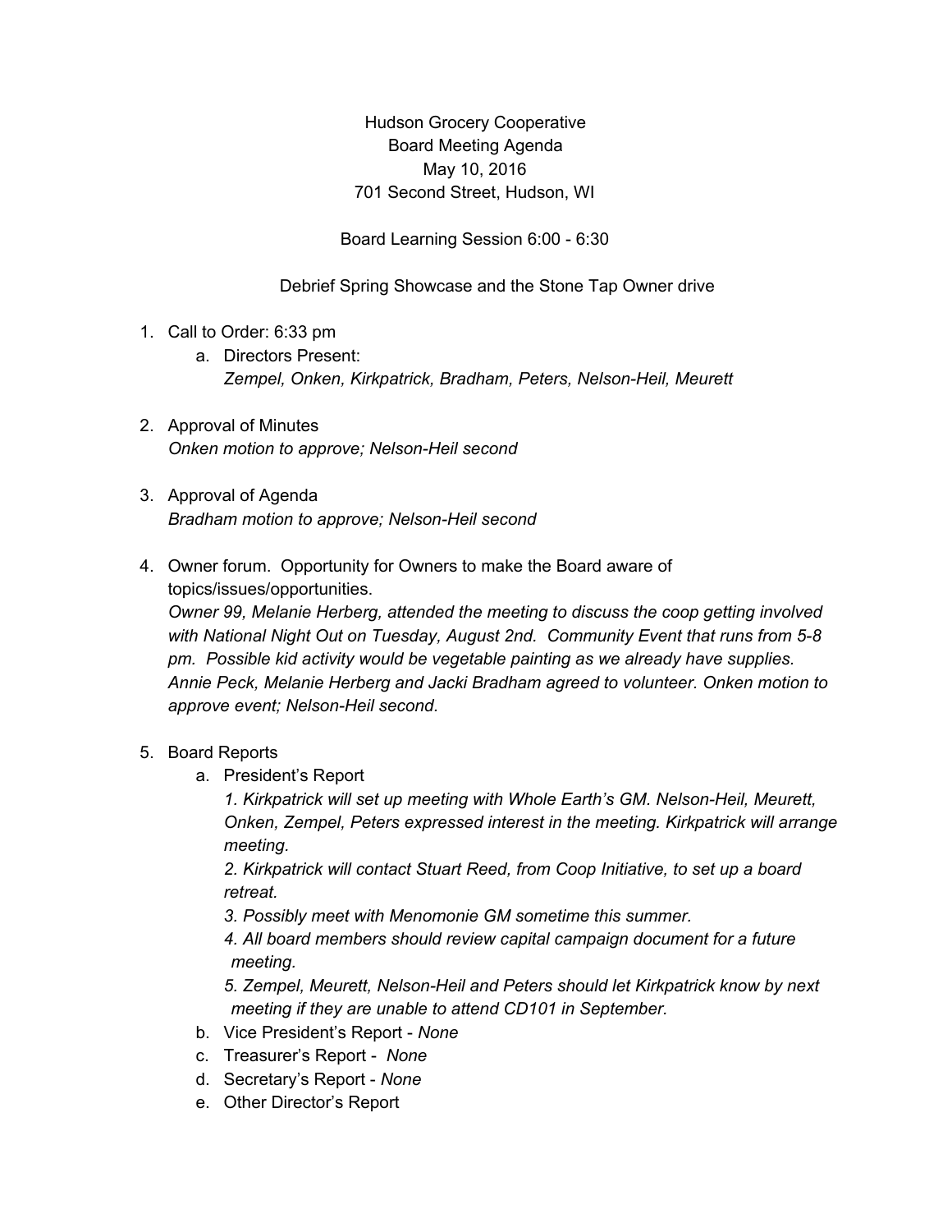Hudson Grocery Cooperative
Board Meeting Agenda
May 10, 2016
701 Second Street, Hudson, WI

Board Learning Session 6:00 - 6:30

Debrief Spring Showcase and the Stone Tap Owner drive

1. Call to Order: 6:33 pm
   a. Directors Present:
      *Zempel, Onken, Kirkpatrick, Bradham, Peters, Nelson-Heil, Meurett*

2. Approval of Minutes
   *Onken motion to approve; Nelson-Heil second*

3. Approval of Agenda
   *Bradham motion to approve; Nelson-Heil second*

4. Owner forum. Opportunity for Owners to make the Board aware of topics/issues/opportunities.
   *Owner 99, Melanie Herberg, attended the meeting to discuss the coop getting involved with National Night Out on Tuesday, August 2nd. Community Event that runs from 5-8 pm. Possible kid activity would be vegetable painting as we already have supplies. Annie Peck, Melanie Herberg and Jacki Bradham agreed to volunteer. Onken motion to approve event; Nelson-Heil second.*

5. Board Reports
   a. President's Report
      *1. Kirkpatrick will set up meeting with Whole Earth's GM. Nelson-Heil, Meurett, Onken, Zempel, Peters expressed interest in the meeting. Kirkpatrick will arrange meeting.*
      *2. Kirkpatrick will contact Stuart Reed, from Coop Initiative, to set up a board retreat.*
      *3. Possibly meet with Menomonie GM sometime this summer.*
      *4. All board members should review capital campaign document for a future meeting.*
      *5. Zempel, Meurett, Nelson-Heil and Peters should let Kirkpatrick know by next meeting if they are unable to attend CD101 in September.*
   b. Vice President's Report - *None*
   c. Treasurer's Report - *None*
   d. Secretary's Report - *None*
   e. Other Director's Report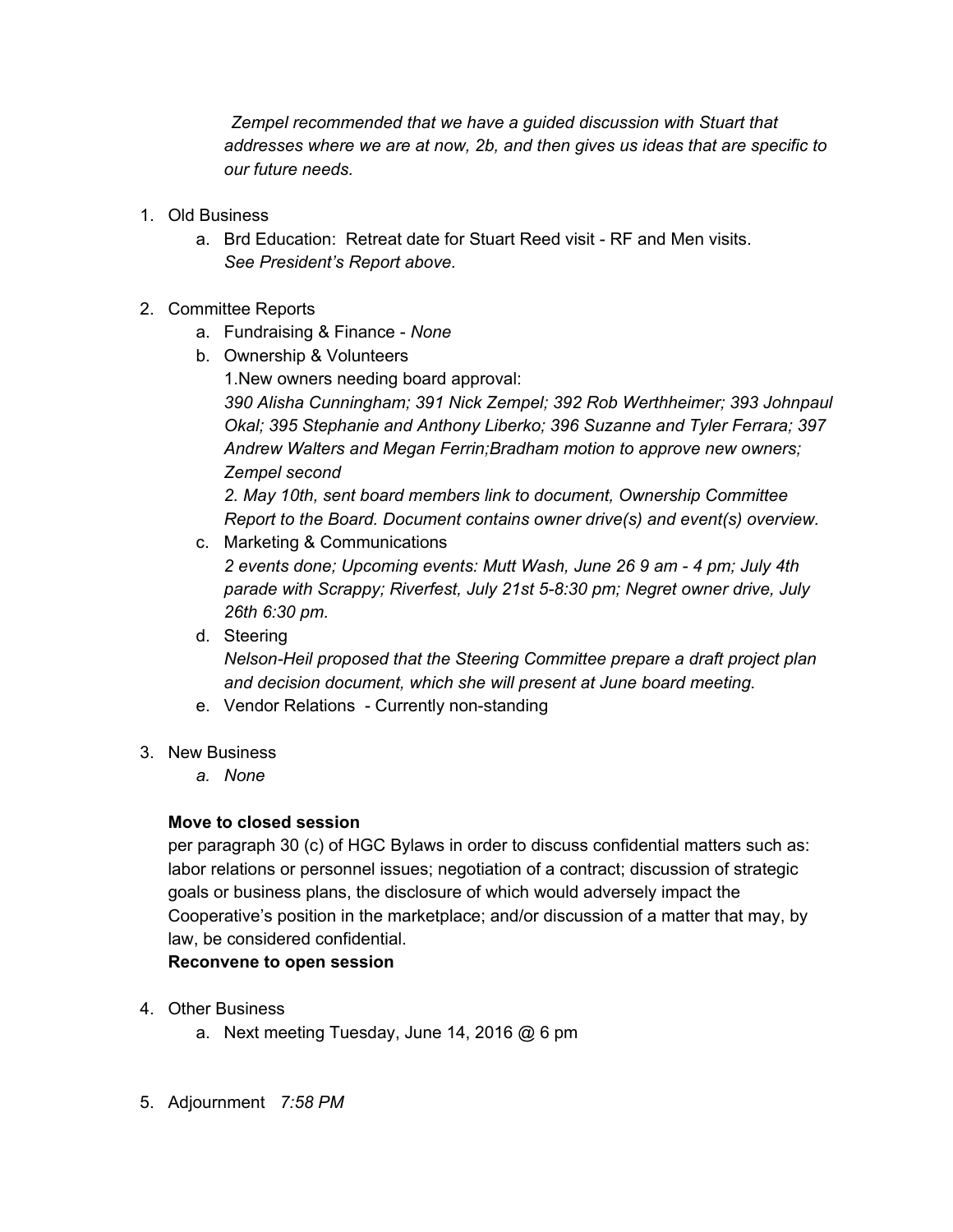*Zempel recommended that we have a guided discussion with Stuart that addresses where we are at now, 2b, and then gives us ideas that are specific to our future needs.*

1. Old Business
   a. Brd Education: Retreat date for Stuart Reed visit - RF and Men visits.
      *See President's Report above.*

2. Committee Reports
   a. Fundraising & Finance - *None*
   b. Ownership & Volunteers
      1.New owners needing board approval:
      *390 Alisha Cunningham; 391 Nick Zempel; 392 Rob Werthheimer; 393 Johnpaul Okal; 395 Stephanie and Anthony Liberko; 396 Suzanne and Tyler Ferrara; 397 Andrew Walters and Megan Ferrin;Bradham motion to approve new owners; Zempel second*
      *2. May 10th, sent board members link to document, Ownership Committee Report to the Board. Document contains owner drive(s) and event(s) overview.*
   c. Marketing & Communications
      *2 events done; Upcoming events: Mutt Wash, June 26 9 am - 4 pm; July 4th parade with Scrappy; Riverfest, July 21st 5-8:30 pm; Negret owner drive, July 26th 6:30 pm.*
   d. Steering
      *Nelson-Heil proposed that the Steering Committee prepare a draft project plan and decision document, which she will present at June board meeting.*
   e. Vendor Relations - Currently non-standing

3. New Business
   *a. None*

   **Move to closed session**
   per paragraph 30 (c) of HGC Bylaws in order to discuss confidential matters such as: labor relations or personnel issues; negotiation of a contract; discussion of strategic goals or business plans, the disclosure of which would adversely impact the Cooperative's position in the marketplace; and/or discussion of a matter that may, by law, be considered confidential.
   **Reconvene to open session**

4. Other Business
   a. Next meeting Tuesday, June 14, 2016 @ 6 pm

5. Adjournment *7:58 PM*